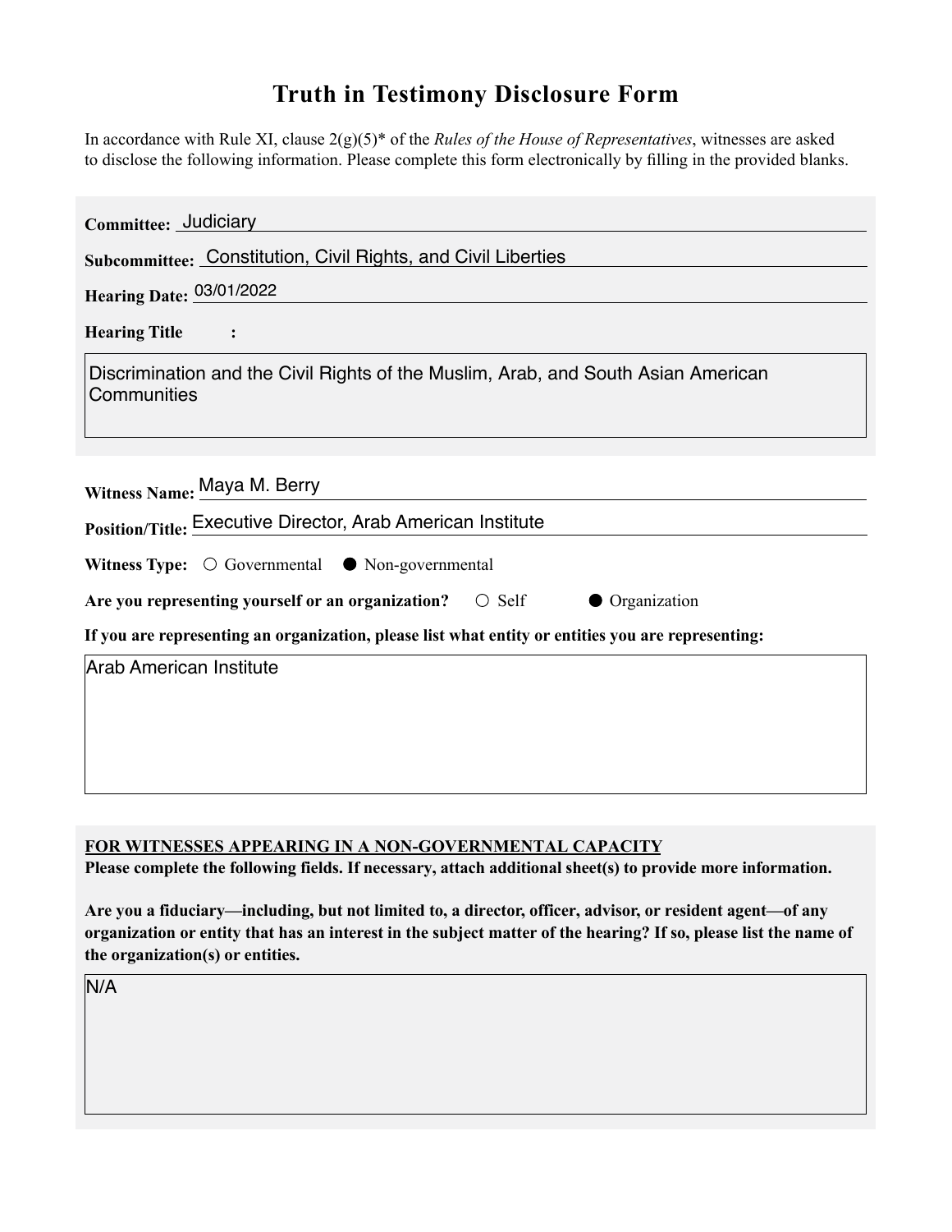# Truth in Testimony Disclosure Form

In accordance with Rule XI, clause 2(g)(5)* of the *Rules of the House of Representatives*, witnesses are asked to disclose the following information. Please complete this form electronically by filling in the provided blanks.

**Committee:** Judiciary

**Subcommittee:** Constitution, Civil Rights, and Civil Liberties

**Hearing Date:** 03/01/2022

**Hearing Title:**

Discrimination and the Civil Rights of the Muslim, Arab, and South Asian American Communities

**Witness Name:** Maya M. Berry

**Position/Title:** Executive Director, Arab American Institute

**Witness Type:** ○ Governmental ● Non-governmental

**Are you representing yourself or an organization?** ○ Self ● Organization

**If you are representing an organization, please list what entity or entities you are representing:**

Arab American Institute

**FOR WITNESSES APPEARING IN A NON-GOVERNMENTAL CAPACITY**

**Please complete the following fields. If necessary, attach additional sheet(s) to provide more information.**

**Are you a fiduciary—including, but not limited to, a director, officer, advisor, or resident agent—of any organization or entity that has an interest in the subject matter of the hearing? If so, please list the name of the organization(s) or entities.**

N/A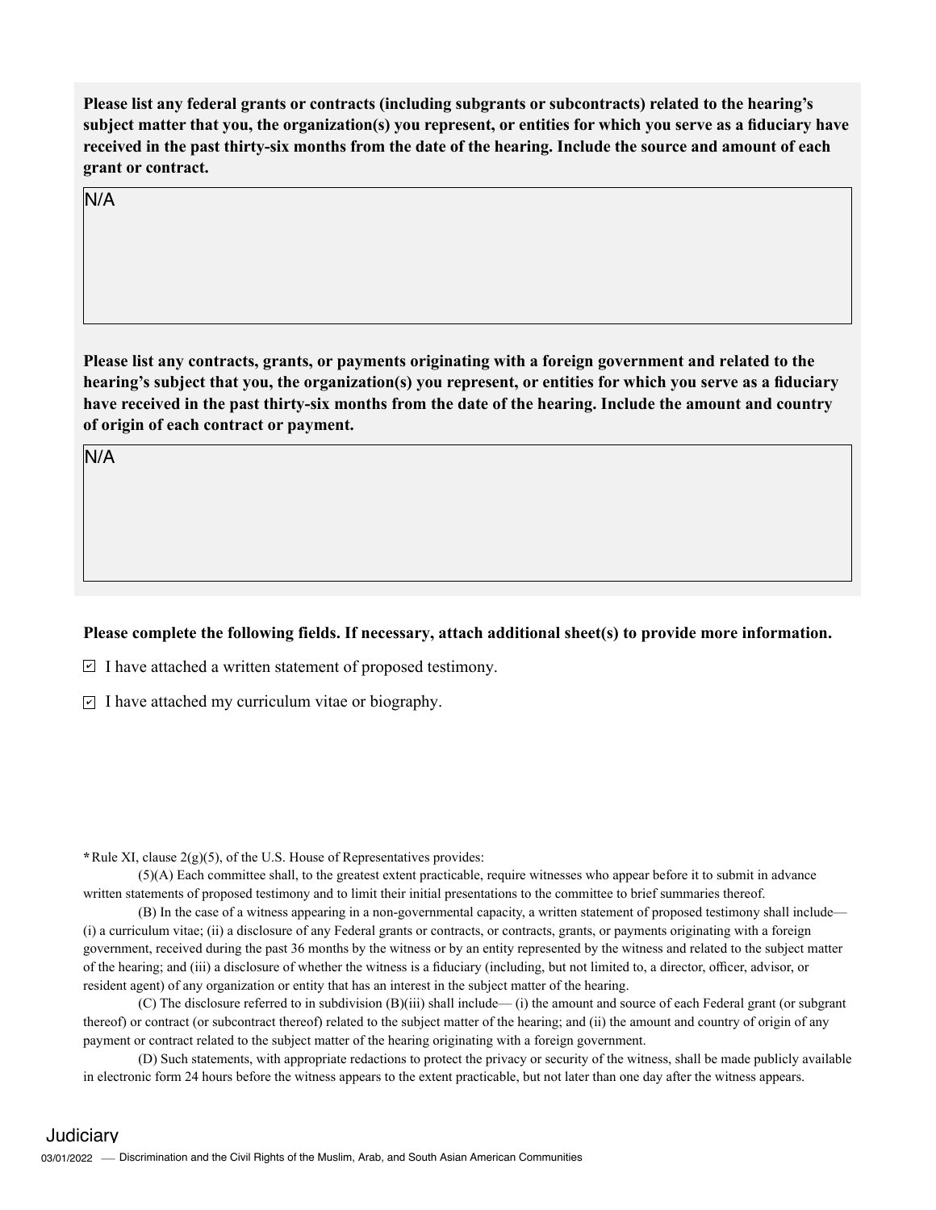**Please list any federal grants or contracts (including subgrants or subcontracts) related to the hearing's subject matter that you, the organization(s) you represent, or entities for which you serve as a fiduciary have received in the past thirty-six months from the date of the hearing. Include the source and amount of each grant or contract.**

N/A

**Please list any contracts, grants, or payments originating with a foreign government and related to the hearing's subject that you, the organization(s) you represent, or entities for which you serve as a fiduciary have received in the past thirty-six months from the date of the hearing. Include the amount and country of origin of each contract or payment.**

N/A

**Please complete the following fields. If necessary, attach additional sheet(s) to provide more information.**

- [x] I have attached a written statement of proposed testimony.
- [x] I have attached my curriculum vitae or biography.

***** Rule XI, clause 2(g)(5), of the U.S. House of Representatives provides:

(5)(A) Each committee shall, to the greatest extent practicable, require witnesses who appear before it to submit in advance written statements of proposed testimony and to limit their initial presentations to the committee to brief summaries thereof.

(B) In the case of a witness appearing in a non-governmental capacity, a written statement of proposed testimony shall include— (i) a curriculum vitae; (ii) a disclosure of any Federal grants or contracts, or contracts, grants, or payments originating with a foreign government, received during the past 36 months by the witness or by an entity represented by the witness and related to the subject matter of the hearing; and (iii) a disclosure of whether the witness is a fiduciary (including, but not limited to, a director, officer, advisor, or resident agent) of any organization or entity that has an interest in the subject matter of the hearing.

(C) The disclosure referred to in subdivision (B)(iii) shall include— (i) the amount and source of each Federal grant (or subgrant thereof) or contract (or subcontract thereof) related to the subject matter of the hearing; and (ii) the amount and country of origin of any payment or contract related to the subject matter of the hearing originating with a foreign government.

(D) Such statements, with appropriate redactions to protect the privacy or security of the witness, shall be made publicly available in electronic form 24 hours before the witness appears to the extent practicable, but not later than one day after the witness appears.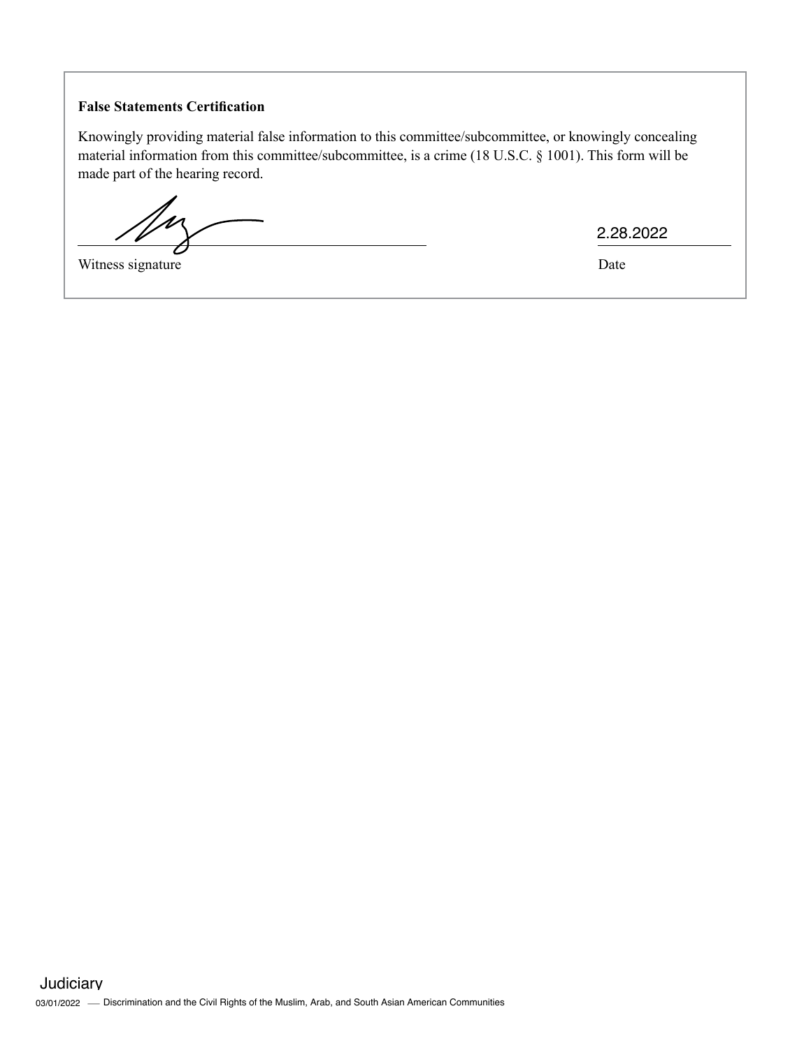**False Statements Certification**

Knowingly providing material false information to this committee/subcommittee, or knowingly concealing material information from this committee/subcommittee, is a crime (18 U.S.C. § 1001). This form will be made part of the hearing record.

Witness signature

2.28.2022

Date